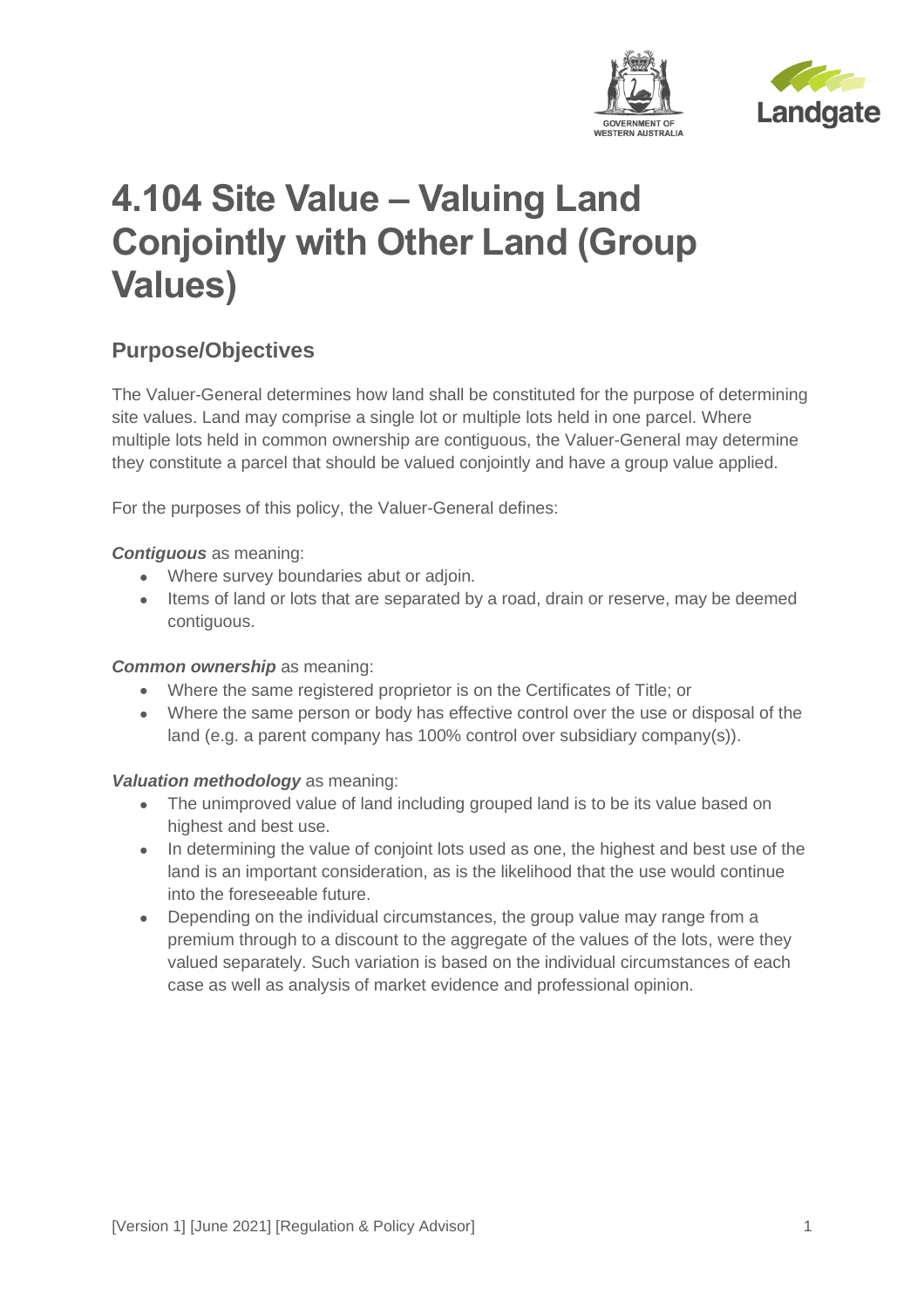# 4.104 Site Value – Valuing Land Conjointly with Other Land (Group Values)

## Purpose/Objectives

The Valuer-General determines how land shall be constituted for the purpose of determining site values. Land may comprise a single lot or multiple lots held in one parcel. Where multiple lots held in common ownership are contiguous, the Valuer-General may determine they constitute a parcel that should be valued conjointly and have a group value applied.

For the purposes of this policy, the Valuer-General defines:

***Contiguous*** as meaning:

- Where survey boundaries abut or adjoin.
- Items of land or lots that are separated by a road, drain or reserve, may be deemed contiguous.

***Common ownership*** as meaning:

- Where the same registered proprietor is on the Certificates of Title; or
- Where the same person or body has effective control over the use or disposal of the land (e.g. a parent company has 100% control over subsidiary company(s)).

***Valuation methodology*** as meaning:

- The unimproved value of land including grouped land is to be its value based on highest and best use.
- In determining the value of conjoint lots used as one, the highest and best use of the land is an important consideration, as is the likelihood that the use would continue into the foreseeable future.
- Depending on the individual circumstances, the group value may range from a premium through to a discount to the aggregate of the values of the lots, were they valued separately. Such variation is based on the individual circumstances of each case as well as analysis of market evidence and professional opinion.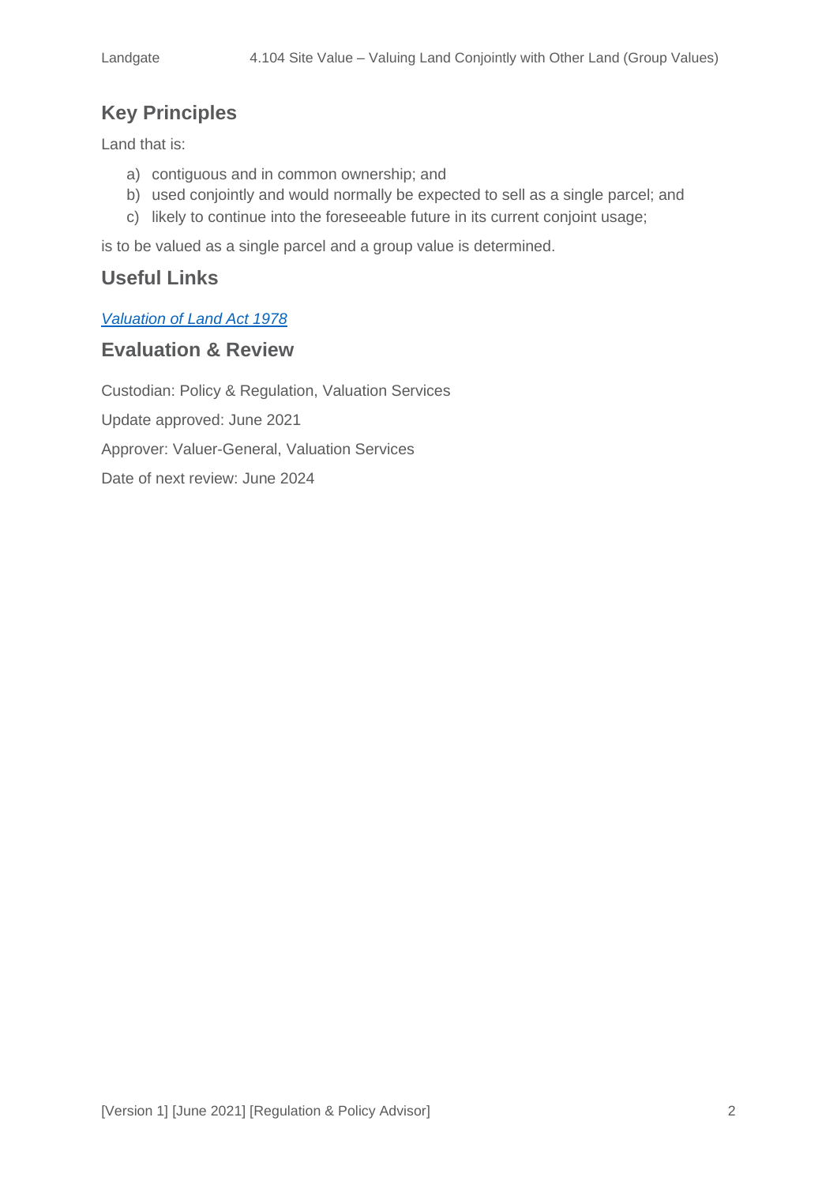## Key Principles

Land that is:

a) contiguous and in common ownership; and
b) used conjointly and would normally be expected to sell as a single parcel; and
c) likely to continue into the foreseeable future in its current conjoint usage;

is to be valued as a single parcel and a group value is determined.

## Useful Links

*Valuation of Land Act 1978*

## Evaluation & Review

Custodian: Policy & Regulation, Valuation Services

Update approved: June 2021

Approver: Valuer-General, Valuation Services

Date of next review: June 2024